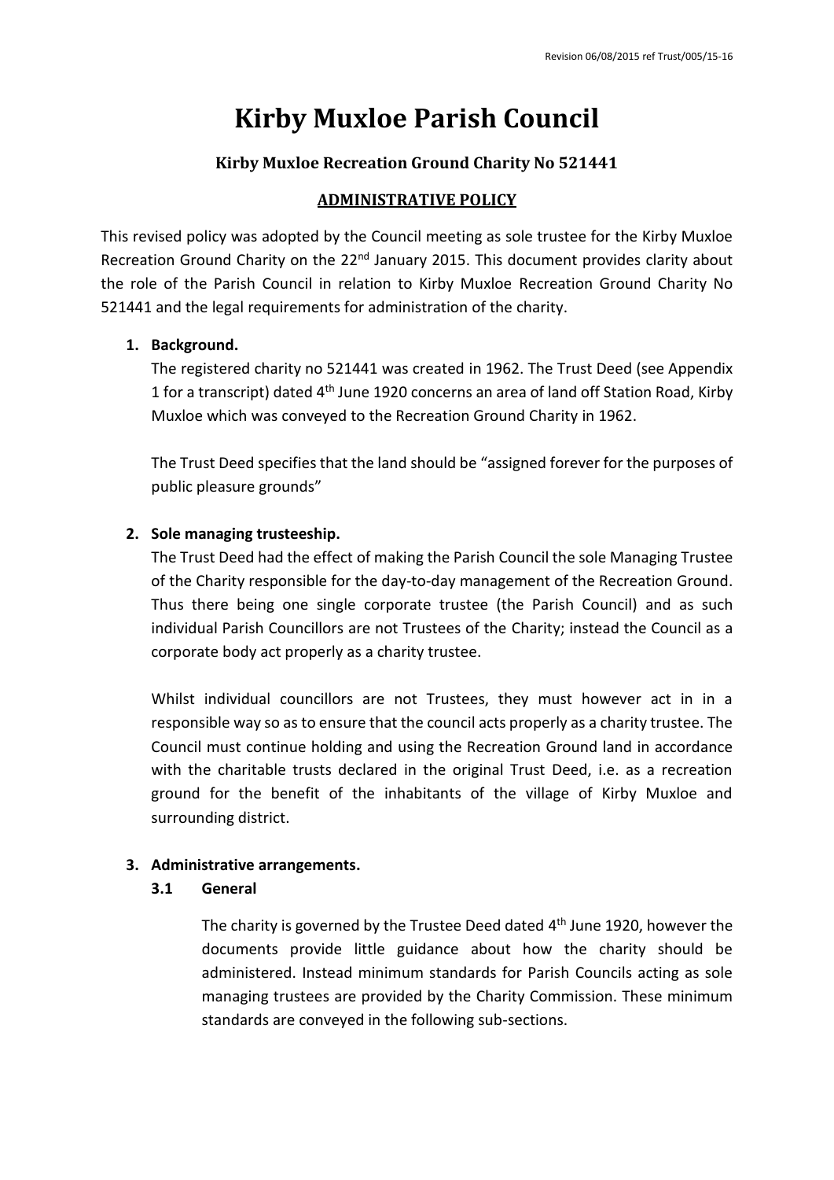Revision 06/08/2015 ref Trust/005/15-16

# Kirby Muxloe Parish Council

### Kirby Muxloe Recreation Ground Charity No 521441

## ADMINISTRATIVE POLICY

This revised policy was adopted by the Council meeting as sole trustee for the Kirby Muxloe Recreation Ground Charity on the 22nd January 2015. This document provides clarity about the role of the Parish Council in relation to Kirby Muxloe Recreation Ground Charity No 521441 and the legal requirements for administration of the charity.

1. **Background.**

   The registered charity no 521441 was created in 1962. The Trust Deed (see Appendix 1 for a transcript) dated 4th June 1920 concerns an area of land off Station Road, Kirby Muxloe which was conveyed to the Recreation Ground Charity in 1962.

   The Trust Deed specifies that the land should be "assigned forever for the purposes of public pleasure grounds"

2. **Sole managing trusteeship.**

   The Trust Deed had the effect of making the Parish Council the sole Managing Trustee of the Charity responsible for the day-to-day management of the Recreation Ground. Thus there being one single corporate trustee (the Parish Council) and as such individual Parish Councillors are not Trustees of the Charity; instead the Council as a corporate body act properly as a charity trustee.

   Whilst individual councillors are not Trustees, they must however act in in a responsible way so as to ensure that the council acts properly as a charity trustee. The Council must continue holding and using the Recreation Ground land in accordance with the charitable trusts declared in the original Trust Deed, i.e. as a recreation ground for the benefit of the inhabitants of the village of Kirby Muxloe and surrounding district.

3. **Administrative arrangements.**

   **3.1 General**

   The charity is governed by the Trustee Deed dated 4th June 1920, however the documents provide little guidance about how the charity should be administered. Instead minimum standards for Parish Councils acting as sole managing trustees are provided by the Charity Commission. These minimum standards are conveyed in the following sub-sections.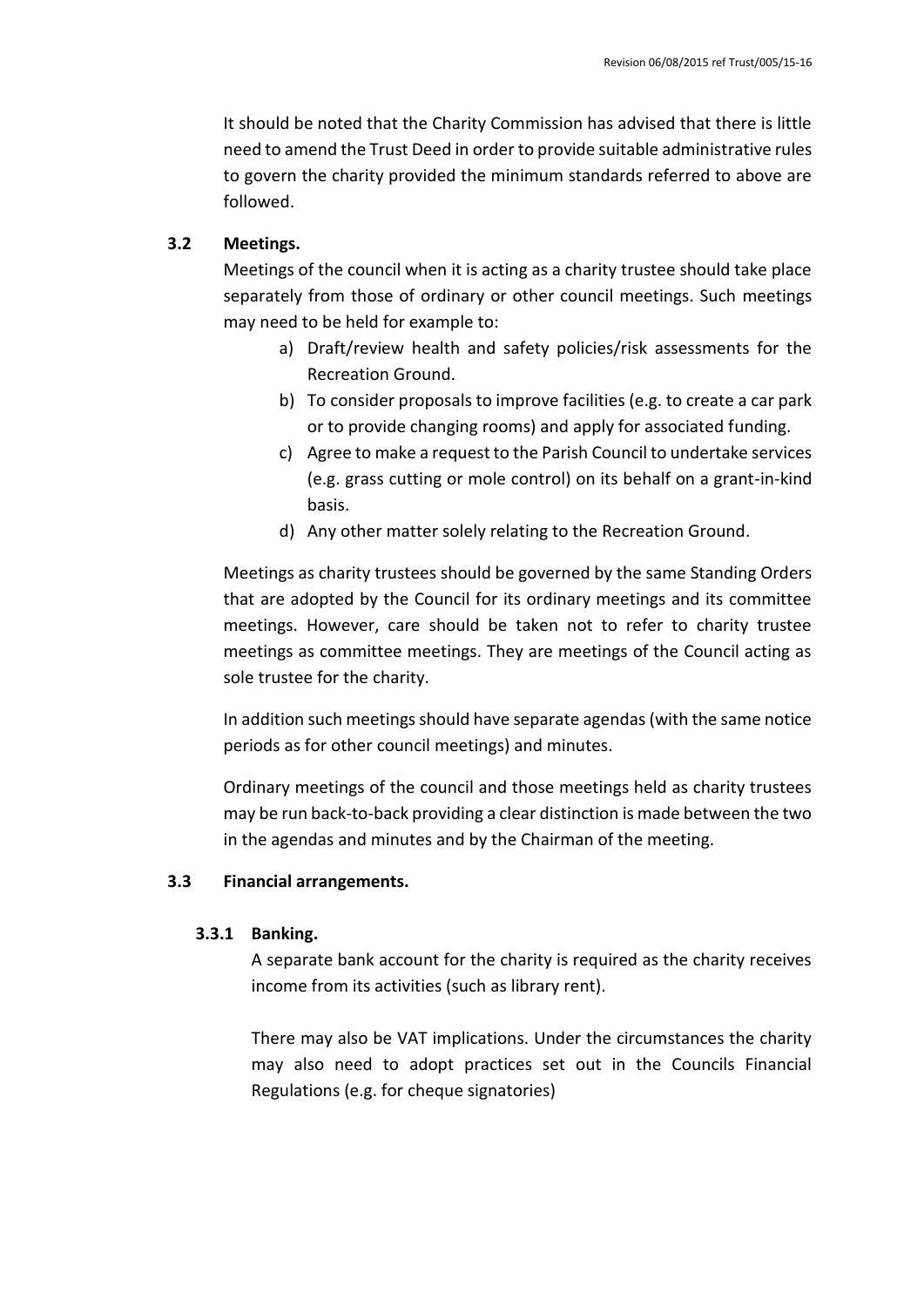It should be noted that the Charity Commission has advised that there is little need to amend the Trust Deed in order to provide suitable administrative rules to govern the charity provided the minimum standards referred to above are followed.

### 3.2 Meetings.

Meetings of the council when it is acting as a charity trustee should take place separately from those of ordinary or other council meetings. Such meetings may need to be held for example to:

a) Draft/review health and safety policies/risk assessments for the Recreation Ground.
b) To consider proposals to improve facilities (e.g. to create a car park or to provide changing rooms) and apply for associated funding.
c) Agree to make a request to the Parish Council to undertake services (e.g. grass cutting or mole control) on its behalf on a grant-in-kind basis.
d) Any other matter solely relating to the Recreation Ground.

Meetings as charity trustees should be governed by the same Standing Orders that are adopted by the Council for its ordinary meetings and its committee meetings. However, care should be taken not to refer to charity trustee meetings as committee meetings. They are meetings of the Council acting as sole trustee for the charity.

In addition such meetings should have separate agendas (with the same notice periods as for other council meetings) and minutes.

Ordinary meetings of the council and those meetings held as charity trustees may be run back-to-back providing a clear distinction is made between the two in the agendas and minutes and by the Chairman of the meeting.

### 3.3 Financial arrangements.

#### 3.3.1 Banking.

A separate bank account for the charity is required as the charity receives income from its activities (such as library rent).

There may also be VAT implications. Under the circumstances the charity may also need to adopt practices set out in the Councils Financial Regulations (e.g. for cheque signatories)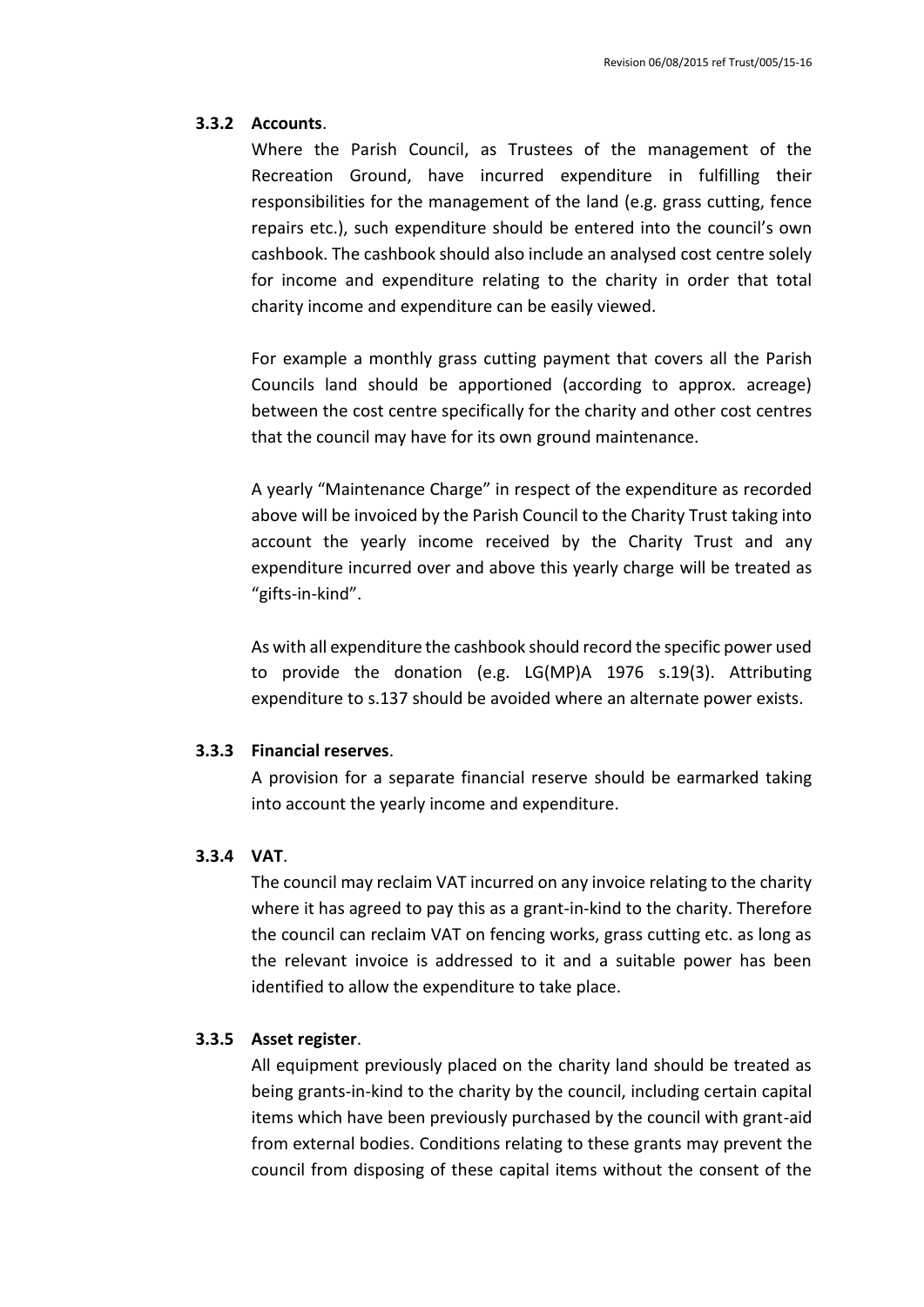#### 3.3.2 **Accounts**.

Where the Parish Council, as Trustees of the management of the Recreation Ground, have incurred expenditure in fulfilling their responsibilities for the management of the land (e.g. grass cutting, fence repairs etc.), such expenditure should be entered into the council's own cashbook. The cashbook should also include an analysed cost centre solely for income and expenditure relating to the charity in order that total charity income and expenditure can be easily viewed.

For example a monthly grass cutting payment that covers all the Parish Councils land should be apportioned (according to approx. acreage) between the cost centre specifically for the charity and other cost centres that the council may have for its own ground maintenance.

A yearly "Maintenance Charge" in respect of the expenditure as recorded above will be invoiced by the Parish Council to the Charity Trust taking into account the yearly income received by the Charity Trust and any expenditure incurred over and above this yearly charge will be treated as "gifts-in-kind".

As with all expenditure the cashbook should record the specific power used to provide the donation (e.g. LG(MP)A 1976 s.19(3). Attributing expenditure to s.137 should be avoided where an alternate power exists.

#### 3.3.3 **Financial reserves**.

A provision for a separate financial reserve should be earmarked taking into account the yearly income and expenditure.

#### 3.3.4 **VAT**.

The council may reclaim VAT incurred on any invoice relating to the charity where it has agreed to pay this as a grant-in-kind to the charity. Therefore the council can reclaim VAT on fencing works, grass cutting etc. as long as the relevant invoice is addressed to it and a suitable power has been identified to allow the expenditure to take place.

#### 3.3.5 **Asset register**.

All equipment previously placed on the charity land should be treated as being grants-in-kind to the charity by the council, including certain capital items which have been previously purchased by the council with grant-aid from external bodies. Conditions relating to these grants may prevent the council from disposing of these capital items without the consent of the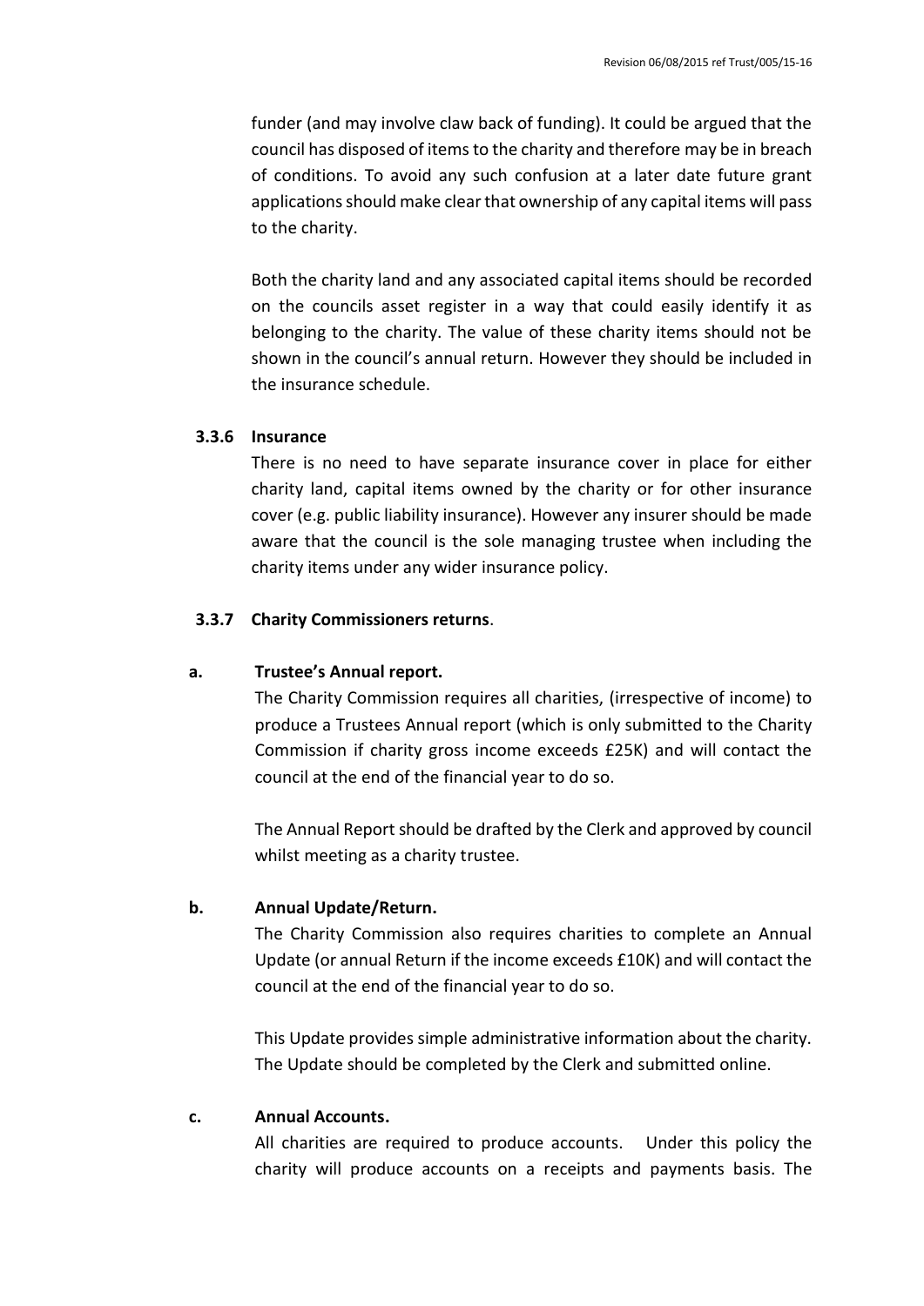funder (and may involve claw back of funding). It could be argued that the council has disposed of items to the charity and therefore may be in breach of conditions. To avoid any such confusion at a later date future grant applications should make clear that ownership of any capital items will pass to the charity.

Both the charity land and any associated capital items should be recorded on the councils asset register in a way that could easily identify it as belonging to the charity. The value of these charity items should not be shown in the council's annual return. However they should be included in the insurance schedule.

#### 3.3.6 Insurance

There is no need to have separate insurance cover in place for either charity land, capital items owned by the charity or for other insurance cover (e.g. public liability insurance). However any insurer should be made aware that the council is the sole managing trustee when including the charity items under any wider insurance policy.

#### 3.3.7 Charity Commissioners returns.

**a. Trustee's Annual report.**

The Charity Commission requires all charities, (irrespective of income) to produce a Trustees Annual report (which is only submitted to the Charity Commission if charity gross income exceeds £25K) and will contact the council at the end of the financial year to do so.

The Annual Report should be drafted by the Clerk and approved by council whilst meeting as a charity trustee.

**b. Annual Update/Return.**

The Charity Commission also requires charities to complete an Annual Update (or annual Return if the income exceeds £10K) and will contact the council at the end of the financial year to do so.

This Update provides simple administrative information about the charity. The Update should be completed by the Clerk and submitted online.

**c. Annual Accounts.**

All charities are required to produce accounts. Under this policy the charity will produce accounts on a receipts and payments basis. The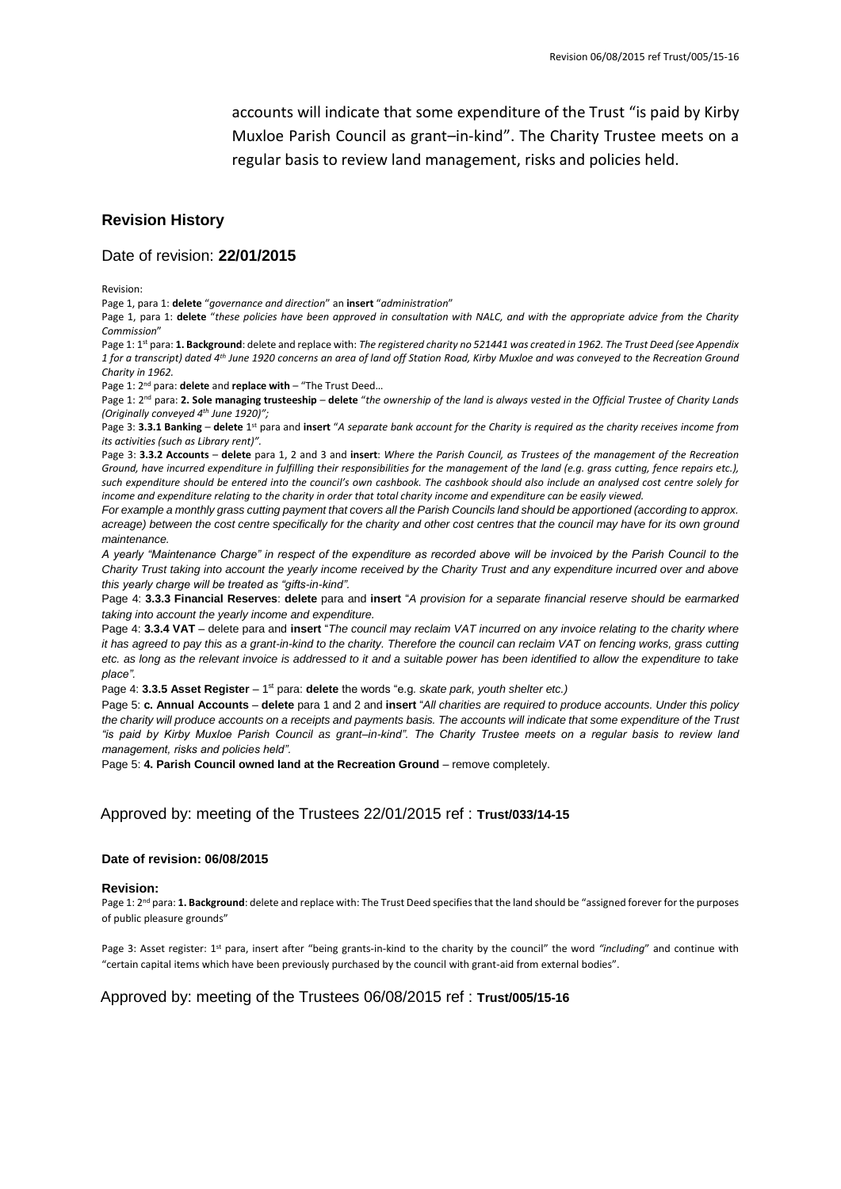accounts will indicate that some expenditure of the Trust "is paid by Kirby Muxloe Parish Council as grant–in-kind". The Charity Trustee meets on a regular basis to review land management, risks and policies held.

## Revision History

### Date of revision: **22/01/2015**

Revision:

Page 1, para 1: **delete** "*governance and direction*" an **insert** "*administration*"

Page 1, para 1: **delete** "*these policies have been approved in consultation with NALC, and with the appropriate advice from the Charity Commission*"

Page 1: 1st para: **1. Background**: delete and replace with: *The registered charity no 521441 was created in 1962. The Trust Deed (see Appendix 1 for a transcript) dated 4th June 1920 concerns an area of land off Station Road, Kirby Muxloe and was conveyed to the Recreation Ground Charity in 1962.*

Page 1: 2nd para: **delete** and **replace with** – "The Trust Deed…

Page 1: 2nd para: **2. Sole managing trusteeship** – **delete** "*the ownership of the land is always vested in the Official Trustee of Charity Lands (Originally conveyed 4th June 1920)";*

Page 3: **3.3.1 Banking** – **delete** 1st para and **insert** "*A separate bank account for the Charity is required as the charity receives income from its activities (such as Library rent)".*

Page 3: **3.3.2 Accounts** – **delete** para 1, 2 and 3 and **insert**: *Where the Parish Council, as Trustees of the management of the Recreation Ground, have incurred expenditure in fulfilling their responsibilities for the management of the land (e.g. grass cutting, fence repairs etc.), such expenditure should be entered into the council's own cashbook. The cashbook should also include an analysed cost centre solely for income and expenditure relating to the charity in order that total charity income and expenditure can be easily viewed.*

*For example a monthly grass cutting payment that covers all the Parish Councils land should be apportioned (according to approx. acreage) between the cost centre specifically for the charity and other cost centres that the council may have for its own ground maintenance.*

*A yearly "Maintenance Charge" in respect of the expenditure as recorded above will be invoiced by the Parish Council to the Charity Trust taking into account the yearly income received by the Charity Trust and any expenditure incurred over and above this yearly charge will be treated as "gifts-in-kind".*

Page 4: **3.3.3 Financial Reserves**: **delete** para and **insert** "*A provision for a separate financial reserve should be earmarked taking into account the yearly income and expenditure.*

Page 4: **3.3.4 VAT** – delete para and **insert** "*The council may reclaim VAT incurred on any invoice relating to the charity where it has agreed to pay this as a grant-in-kind to the charity. Therefore the council can reclaim VAT on fencing works, grass cutting etc. as long as the relevant invoice is addressed to it and a suitable power has been identified to allow the expenditure to take place".*

Page 4: **3.3.5 Asset Register** – 1st para: **delete** the words "e.g. *skate park, youth shelter etc.)*

Page 5: **c. Annual Accounts** – **delete** para 1 and 2 and **insert** "*All charities are required to produce accounts. Under this policy the charity will produce accounts on a receipts and payments basis. The accounts will indicate that some expenditure of the Trust "is paid by Kirby Muxloe Parish Council as grant–in-kind". The Charity Trustee meets on a regular basis to review land management, risks and policies held".*

Page 5: **4. Parish Council owned land at the Recreation Ground** – remove completely.

Approved by: meeting of the Trustees 22/01/2015 ref : **Trust/033/14-15**

### Date of revision: 06/08/2015

**Revision:**

Page 1: 2nd para: **1. Background**: delete and replace with: The Trust Deed specifies that the land should be "assigned forever for the purposes of public pleasure grounds"

Page 3: Asset register: 1st para, insert after "being grants-in-kind to the charity by the council" the word *"including*" and continue with "certain capital items which have been previously purchased by the council with grant-aid from external bodies".

Approved by: meeting of the Trustees 06/08/2015 ref : **Trust/005/15-16**